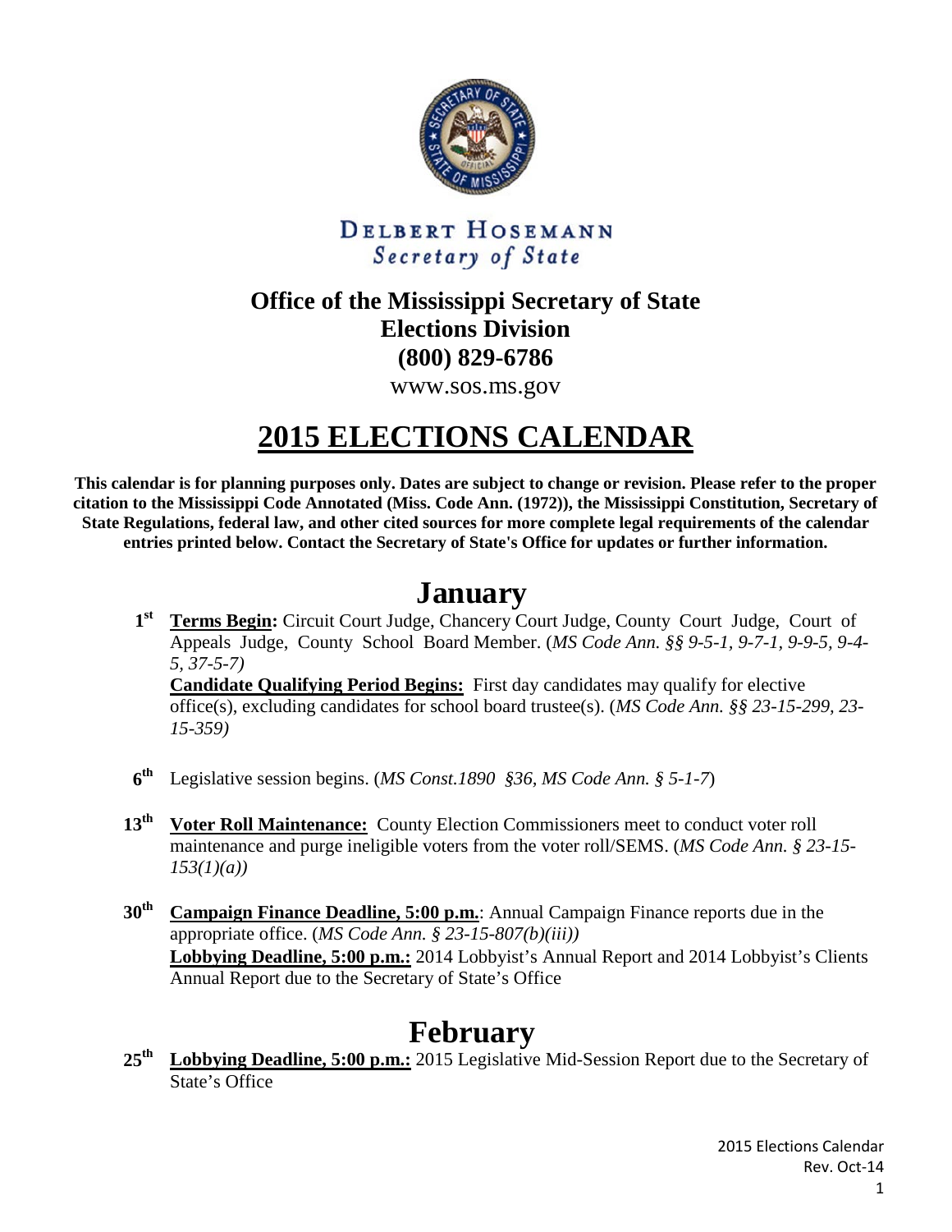DELBERT HOSEMANN
*Secretary of State*

**Office of the Mississippi Secretary of State**
**Elections Division**
**(800) 829-6786**
www.sos.ms.gov

# 2015 ELECTIONS CALENDAR

**This calendar is for planning purposes only. Dates are subject to change or revision. Please refer to the proper citation to the Mississippi Code Annotated (Miss. Code Ann. (1972)), the Mississippi Constitution, Secretary of State Regulations, federal law, and other cited sources for more complete legal requirements of the calendar entries printed below. Contact the Secretary of State's Office for updates or further information.**

## January

**1st** **Terms Begin:** Circuit Court Judge, Chancery Court Judge, County Court Judge, Court of Appeals Judge, County School Board Member. (*MS Code Ann. §§ 9-5-1, 9-7-1, 9-9-5, 9-4-5, 37-5-7)*
**Candidate Qualifying Period Begins:** First day candidates may qualify for elective office(s), excluding candidates for school board trustee(s). (*MS Code Ann. §§ 23-15-299, 23-15-359)*

**6th** Legislative session begins. (*MS Const.1890 §36, MS Code Ann. § 5-1-7*)

**13th** **Voter Roll Maintenance:** County Election Commissioners meet to conduct voter roll maintenance and purge ineligible voters from the voter roll/SEMS. (*MS Code Ann. § 23-15-153(1)(a))*

**30th** **Campaign Finance Deadline, 5:00 p.m.**: Annual Campaign Finance reports due in the appropriate office. (*MS Code Ann. § 23-15-807(b)(iii))*
**Lobbying Deadline, 5:00 p.m.:** 2014 Lobbyist's Annual Report and 2014 Lobbyist's Clients Annual Report due to the Secretary of State's Office

## February

**25th** **Lobbying Deadline, 5:00 p.m.:** 2015 Legislative Mid-Session Report due to the Secretary of State's Office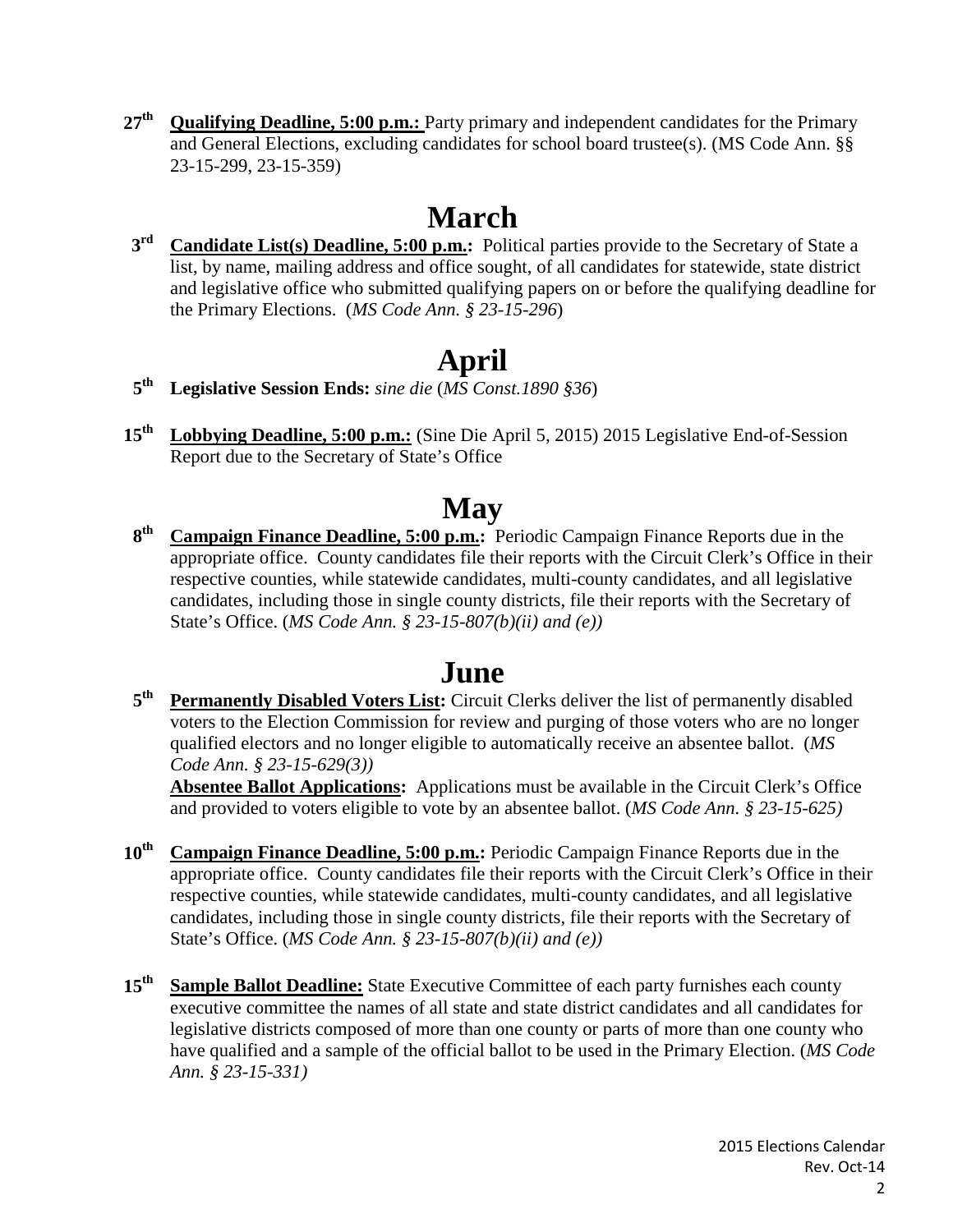**27th** **Qualifying Deadline, 5:00 p.m.:** Party primary and independent candidates for the Primary and General Elections, excluding candidates for school board trustee(s). (MS Code Ann. §§ 23-15-299, 23-15-359)

# March

**3rd** **Candidate List(s) Deadline, 5:00 p.m.:** Political parties provide to the Secretary of State a list, by name, mailing address and office sought, of all candidates for statewide, state district and legislative office who submitted qualifying papers on or before the qualifying deadline for the Primary Elections. (*MS Code Ann. § 23-15-296*)

# April

**5th** **Legislative Session Ends:** *sine die* (*MS Const.1890 §36*)

**15th** **Lobbying Deadline, 5:00 p.m.:** (Sine Die April 5, 2015) 2015 Legislative End-of-Session Report due to the Secretary of State's Office

# May

**8th** **Campaign Finance Deadline, 5:00 p.m.:** Periodic Campaign Finance Reports due in the appropriate office. County candidates file their reports with the Circuit Clerk's Office in their respective counties, while statewide candidates, multi-county candidates, and all legislative candidates, including those in single county districts, file their reports with the Secretary of State's Office. (*MS Code Ann. § 23-15-807(b)(ii) and (e))*

# June

**5th** **Permanently Disabled Voters List:** Circuit Clerks deliver the list of permanently disabled voters to the Election Commission for review and purging of those voters who are no longer qualified electors and no longer eligible to automatically receive an absentee ballot. (*MS Code Ann. § 23-15-629(3))*

**Absentee Ballot Applications:** Applications must be available in the Circuit Clerk's Office and provided to voters eligible to vote by an absentee ballot. (*MS Code Ann. § 23-15-625)*

**10th** **Campaign Finance Deadline, 5:00 p.m.:** Periodic Campaign Finance Reports due in the appropriate office. County candidates file their reports with the Circuit Clerk's Office in their respective counties, while statewide candidates, multi-county candidates, and all legislative candidates, including those in single county districts, file their reports with the Secretary of State's Office. (*MS Code Ann. § 23-15-807(b)(ii) and (e))*

**15th** **Sample Ballot Deadline:** State Executive Committee of each party furnishes each county executive committee the names of all state and state district candidates and all candidates for legislative districts composed of more than one county or parts of more than one county who have qualified and a sample of the official ballot to be used in the Primary Election. (*MS Code Ann. § 23-15-331)*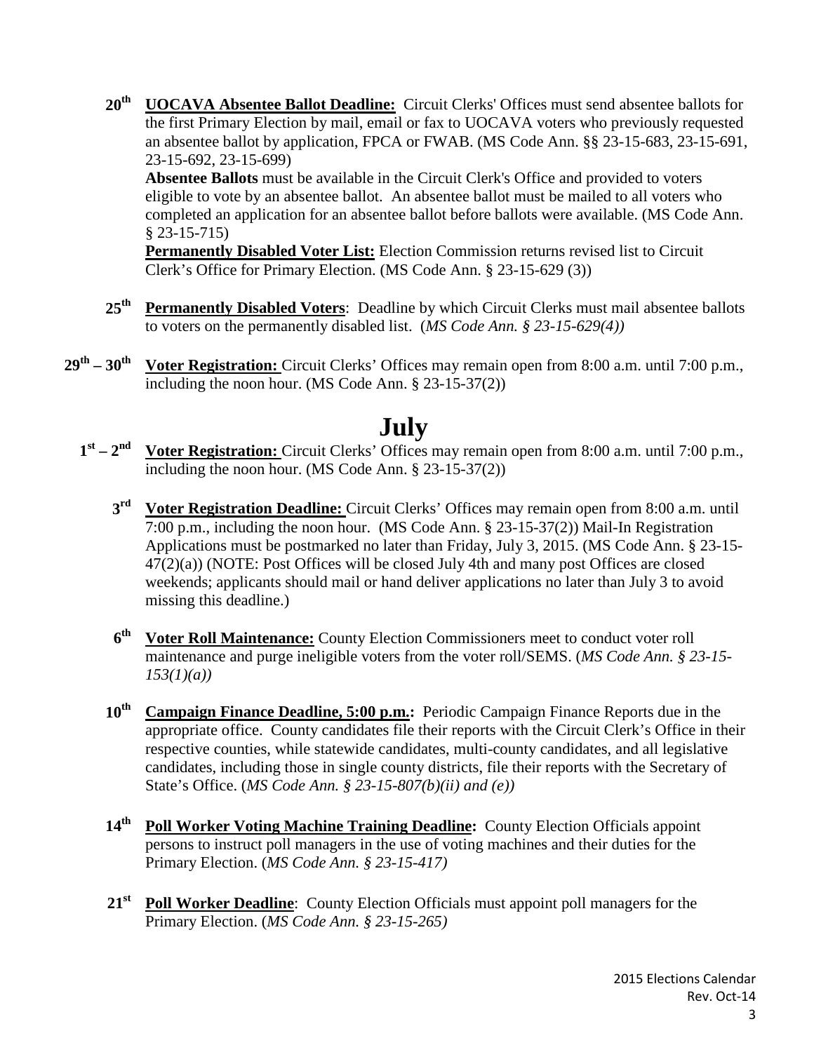**20th** **UOCAVA Absentee Ballot Deadline:** Circuit Clerks' Offices must send absentee ballots for the first Primary Election by mail, email or fax to UOCAVA voters who previously requested an absentee ballot by application, FPCA or FWAB. (MS Code Ann. §§ 23-15-683, 23-15-691, 23-15-692, 23-15-699)

**Absentee Ballots** must be available in the Circuit Clerk's Office and provided to voters eligible to vote by an absentee ballot. An absentee ballot must be mailed to all voters who completed an application for an absentee ballot before ballots were available. (MS Code Ann. § 23-15-715)

**Permanently Disabled Voter List:** Election Commission returns revised list to Circuit Clerk's Office for Primary Election. (MS Code Ann. § 23-15-629 (3))

**25th** **Permanently Disabled Voters**: Deadline by which Circuit Clerks must mail absentee ballots to voters on the permanently disabled list. (*MS Code Ann. § 23-15-629(4))*

**29th – 30th** **Voter Registration:** Circuit Clerks' Offices may remain open from 8:00 a.m. until 7:00 p.m., including the noon hour. (MS Code Ann. § 23-15-37(2))

# July

**1st – 2nd** **Voter Registration:** Circuit Clerks' Offices may remain open from 8:00 a.m. until 7:00 p.m., including the noon hour. (MS Code Ann. § 23-15-37(2))

**3rd** **Voter Registration Deadline:** Circuit Clerks' Offices may remain open from 8:00 a.m. until 7:00 p.m., including the noon hour. (MS Code Ann. § 23-15-37(2)) Mail-In Registration Applications must be postmarked no later than Friday, July 3, 2015. (MS Code Ann. § 23-15-47(2)(a)) (NOTE: Post Offices will be closed July 4th and many post Offices are closed weekends; applicants should mail or hand deliver applications no later than July 3 to avoid missing this deadline.)

**6th** **Voter Roll Maintenance:** County Election Commissioners meet to conduct voter roll maintenance and purge ineligible voters from the voter roll/SEMS. (*MS Code Ann. § 23-15-153(1)(a))*

**10th** **Campaign Finance Deadline, 5:00 p.m.:** Periodic Campaign Finance Reports due in the appropriate office. County candidates file their reports with the Circuit Clerk's Office in their respective counties, while statewide candidates, multi-county candidates, and all legislative candidates, including those in single county districts, file their reports with the Secretary of State's Office. (*MS Code Ann. § 23-15-807(b)(ii) and (e))*

**14th** **Poll Worker Voting Machine Training Deadline:** County Election Officials appoint persons to instruct poll managers in the use of voting machines and their duties for the Primary Election. (*MS Code Ann. § 23-15-417)*

**21st** **Poll Worker Deadline**: County Election Officials must appoint poll managers for the Primary Election. (*MS Code Ann. § 23-15-265)*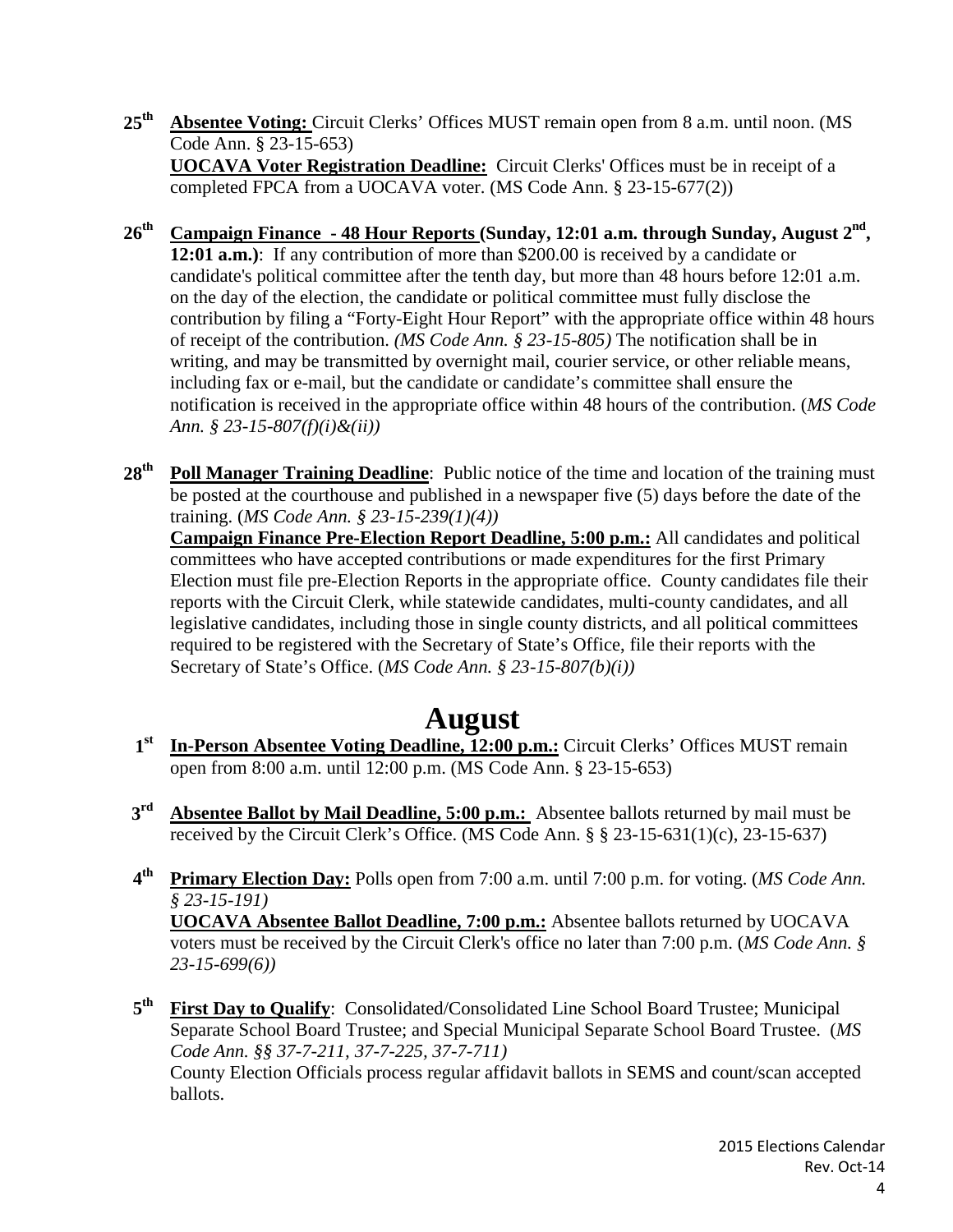**25th** **Absentee Voting:** Circuit Clerks' Offices MUST remain open from 8 a.m. until noon. (MS Code Ann. § 23-15-653)
**UOCAVA Voter Registration Deadline:** Circuit Clerks' Offices must be in receipt of a completed FPCA from a UOCAVA voter. (MS Code Ann. § 23-15-677(2))

**26th** **Campaign Finance - 48 Hour Reports (Sunday, 12:01 a.m. through Sunday, August 2nd, 12:01 a.m.)**: If any contribution of more than $200.00 is received by a candidate or candidate's political committee after the tenth day, but more than 48 hours before 12:01 a.m. on the day of the election, the candidate or political committee must fully disclose the contribution by filing a "Forty-Eight Hour Report" with the appropriate office within 48 hours of receipt of the contribution. *(MS Code Ann. § 23-15-805)* The notification shall be in writing, and may be transmitted by overnight mail, courier service, or other reliable means, including fax or e-mail, but the candidate or candidate's committee shall ensure the notification is received in the appropriate office within 48 hours of the contribution. (*MS Code Ann. § 23-15-807(f)(i)&(ii))*

**28th** **Poll Manager Training Deadline**: Public notice of the time and location of the training must be posted at the courthouse and published in a newspaper five (5) days before the date of the training. (*MS Code Ann. § 23-15-239(1)(4))*
**Campaign Finance Pre-Election Report Deadline, 5:00 p.m.:** All candidates and political committees who have accepted contributions or made expenditures for the first Primary Election must file pre-Election Reports in the appropriate office. County candidates file their reports with the Circuit Clerk, while statewide candidates, multi-county candidates, and all legislative candidates, including those in single county districts, and all political committees required to be registered with the Secretary of State's Office, file their reports with the Secretary of State's Office. (*MS Code Ann. § 23-15-807(b)(i))*

# August

**1st** **In-Person Absentee Voting Deadline, 12:00 p.m.:** Circuit Clerks' Offices MUST remain open from 8:00 a.m. until 12:00 p.m. (MS Code Ann. § 23-15-653)

**3rd** **Absentee Ballot by Mail Deadline, 5:00 p.m.:** Absentee ballots returned by mail must be received by the Circuit Clerk's Office. (MS Code Ann. § § 23-15-631(1)(c), 23-15-637)

**4th** **Primary Election Day:** Polls open from 7:00 a.m. until 7:00 p.m. for voting. (*MS Code Ann. § 23-15-191)*
**UOCAVA Absentee Ballot Deadline, 7:00 p.m.:** Absentee ballots returned by UOCAVA voters must be received by the Circuit Clerk's office no later than 7:00 p.m. (*MS Code Ann. § 23-15-699(6))*

**5th** **First Day to Qualify**: Consolidated/Consolidated Line School Board Trustee; Municipal Separate School Board Trustee; and Special Municipal Separate School Board Trustee. (*MS Code Ann. §§ 37-7-211, 37-7-225, 37-7-711)*
County Election Officials process regular affidavit ballots in SEMS and count/scan accepted ballots.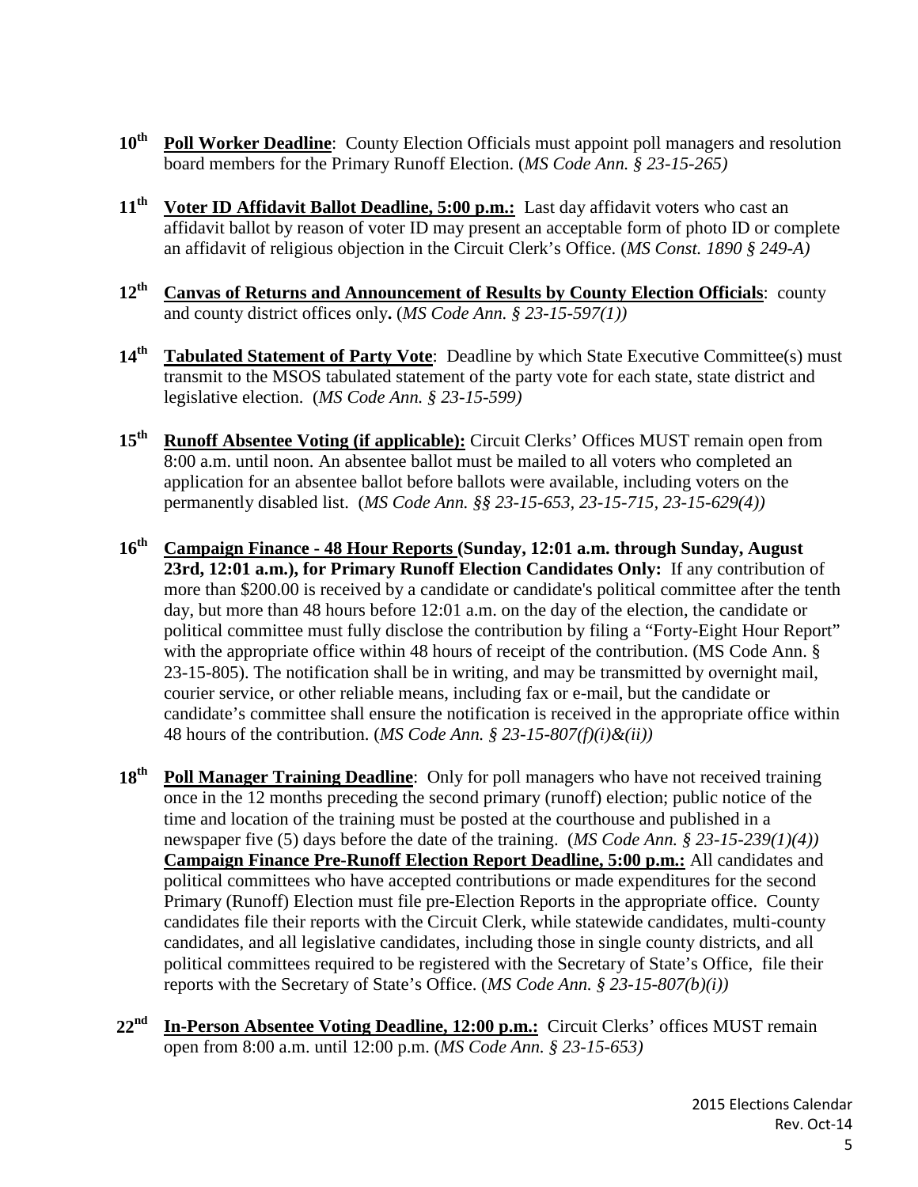**10th** **Poll Worker Deadline**: County Election Officials must appoint poll managers and resolution board members for the Primary Runoff Election. (*MS Code Ann. § 23-15-265)*

**11th** **Voter ID Affidavit Ballot Deadline, 5:00 p.m.:** Last day affidavit voters who cast an affidavit ballot by reason of voter ID may present an acceptable form of photo ID or complete an affidavit of religious objection in the Circuit Clerk's Office. (*MS Const. 1890 § 249-A)*

**12th** **Canvas of Returns and Announcement of Results by County Election Officials**: county and county district offices only**.** (*MS Code Ann. § 23-15-597(1))*

**14th** **Tabulated Statement of Party Vote**: Deadline by which State Executive Committee(s) must transmit to the MSOS tabulated statement of the party vote for each state, state district and legislative election. (*MS Code Ann. § 23-15-599)*

**15th** **Runoff Absentee Voting (if applicable):** Circuit Clerks' Offices MUST remain open from 8:00 a.m. until noon. An absentee ballot must be mailed to all voters who completed an application for an absentee ballot before ballots were available, including voters on the permanently disabled list. (*MS Code Ann. §§ 23-15-653, 23-15-715, 23-15-629(4))*

**16th** **Campaign Finance - 48 Hour Reports (Sunday, 12:01 a.m. through Sunday, August 23rd, 12:01 a.m.), for Primary Runoff Election Candidates Only:** If any contribution of more than $200.00 is received by a candidate or candidate's political committee after the tenth day, but more than 48 hours before 12:01 a.m. on the day of the election, the candidate or political committee must fully disclose the contribution by filing a "Forty-Eight Hour Report" with the appropriate office within 48 hours of receipt of the contribution. (MS Code Ann. § 23-15-805). The notification shall be in writing, and may be transmitted by overnight mail, courier service, or other reliable means, including fax or e-mail, but the candidate or candidate's committee shall ensure the notification is received in the appropriate office within 48 hours of the contribution. (*MS Code Ann. § 23-15-807(f)(i)&(ii))*

**18th** **Poll Manager Training Deadline**: Only for poll managers who have not received training once in the 12 months preceding the second primary (runoff) election; public notice of the time and location of the training must be posted at the courthouse and published in a newspaper five (5) days before the date of the training. (*MS Code Ann. § 23-15-239(1)(4))*
**Campaign Finance Pre-Runoff Election Report Deadline, 5:00 p.m.:** All candidates and political committees who have accepted contributions or made expenditures for the second Primary (Runoff) Election must file pre-Election Reports in the appropriate office. County candidates file their reports with the Circuit Clerk, while statewide candidates, multi-county candidates, and all legislative candidates, including those in single county districts, and all political committees required to be registered with the Secretary of State's Office, file their reports with the Secretary of State's Office. (*MS Code Ann. § 23-15-807(b)(i))*

**22nd** **In-Person Absentee Voting Deadline, 12:00 p.m.:** Circuit Clerks' offices MUST remain open from 8:00 a.m. until 12:00 p.m. (*MS Code Ann. § 23-15-653)*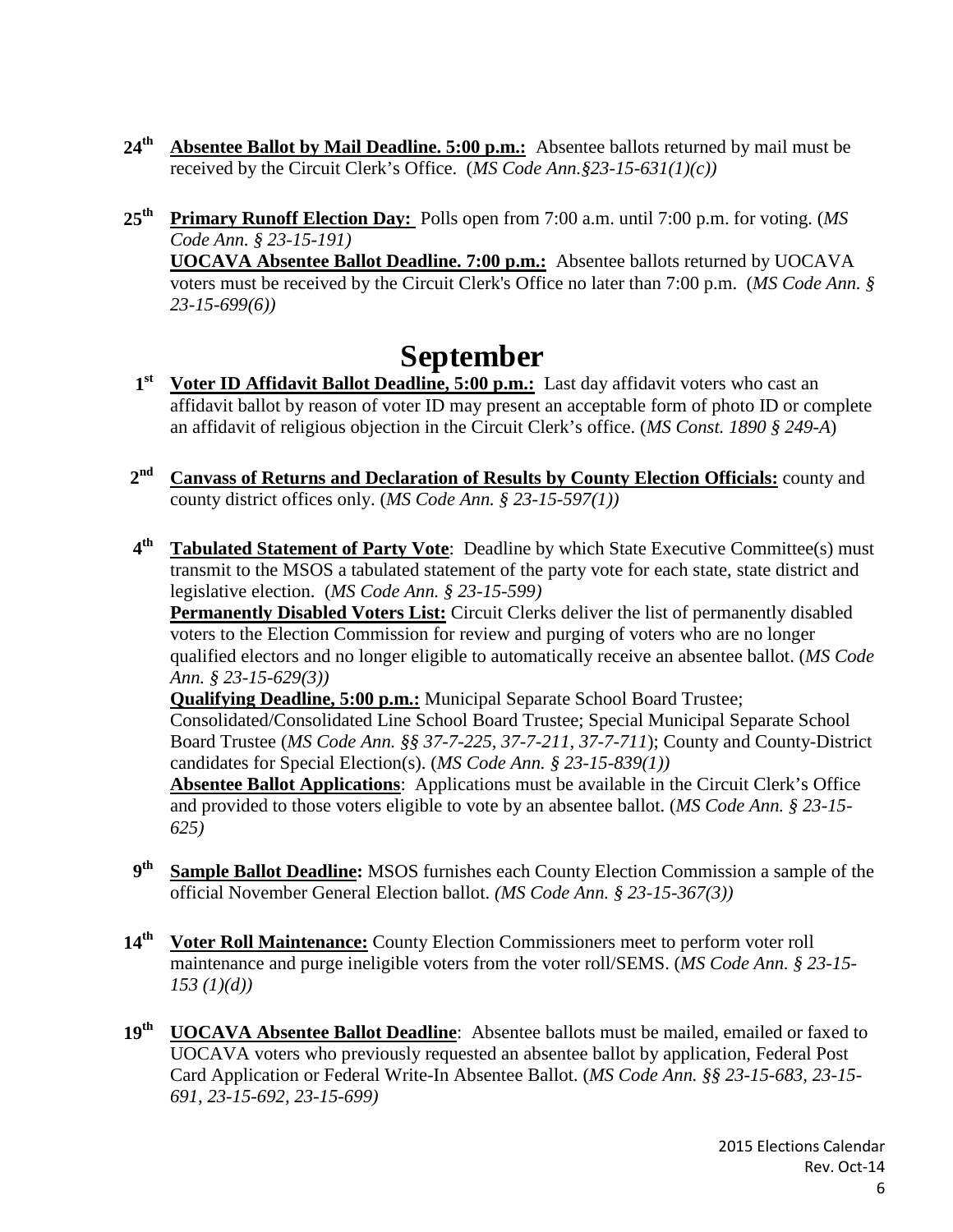**24th** **Absentee Ballot by Mail Deadline. 5:00 p.m.:** Absentee ballots returned by mail must be received by the Circuit Clerk's Office. (*MS Code Ann.§23-15-631(1)(c))*

**25th** **Primary Runoff Election Day:** Polls open from 7:00 a.m. until 7:00 p.m. for voting. (*MS Code Ann. § 23-15-191)*
**UOCAVA Absentee Ballot Deadline. 7:00 p.m.:** Absentee ballots returned by UOCAVA voters must be received by the Circuit Clerk's Office no later than 7:00 p.m. (*MS Code Ann. § 23-15-699(6))*

# September

**1st** **Voter ID Affidavit Ballot Deadline, 5:00 p.m.:** Last day affidavit voters who cast an affidavit ballot by reason of voter ID may present an acceptable form of photo ID or complete an affidavit of religious objection in the Circuit Clerk's office. (*MS Const. 1890 § 249-A*)

**2nd** **Canvass of Returns and Declaration of Results by County Election Officials:** county and county district offices only. (*MS Code Ann. § 23-15-597(1))*

**4th** **Tabulated Statement of Party Vote**: Deadline by which State Executive Committee(s) must transmit to the MSOS a tabulated statement of the party vote for each state, state district and legislative election. (*MS Code Ann. § 23-15-599)*
**Permanently Disabled Voters List:** Circuit Clerks deliver the list of permanently disabled voters to the Election Commission for review and purging of voters who are no longer qualified electors and no longer eligible to automatically receive an absentee ballot. (*MS Code Ann. § 23-15-629(3))*
**Qualifying Deadline, 5:00 p.m.:** Municipal Separate School Board Trustee; Consolidated/Consolidated Line School Board Trustee; Special Municipal Separate School Board Trustee (*MS Code Ann. §§ 37-7-225, 37-7-211, 37-7-711*); County and County-District candidates for Special Election(s). (*MS Code Ann. § 23-15-839(1))*
**Absentee Ballot Applications**: Applications must be available in the Circuit Clerk's Office and provided to those voters eligible to vote by an absentee ballot. (*MS Code Ann. § 23-15-625)*

**9th** **Sample Ballot Deadline:** MSOS furnishes each County Election Commission a sample of the official November General Election ballot. *(MS Code Ann. § 23-15-367(3))*

**14th** **Voter Roll Maintenance:** County Election Commissioners meet to perform voter roll maintenance and purge ineligible voters from the voter roll/SEMS. (*MS Code Ann. § 23-15-153 (1)(d))*

**19th** **UOCAVA Absentee Ballot Deadline**: Absentee ballots must be mailed, emailed or faxed to UOCAVA voters who previously requested an absentee ballot by application, Federal Post Card Application or Federal Write-In Absentee Ballot. (*MS Code Ann. §§ 23-15-683, 23-15-691, 23-15-692, 23-15-699)*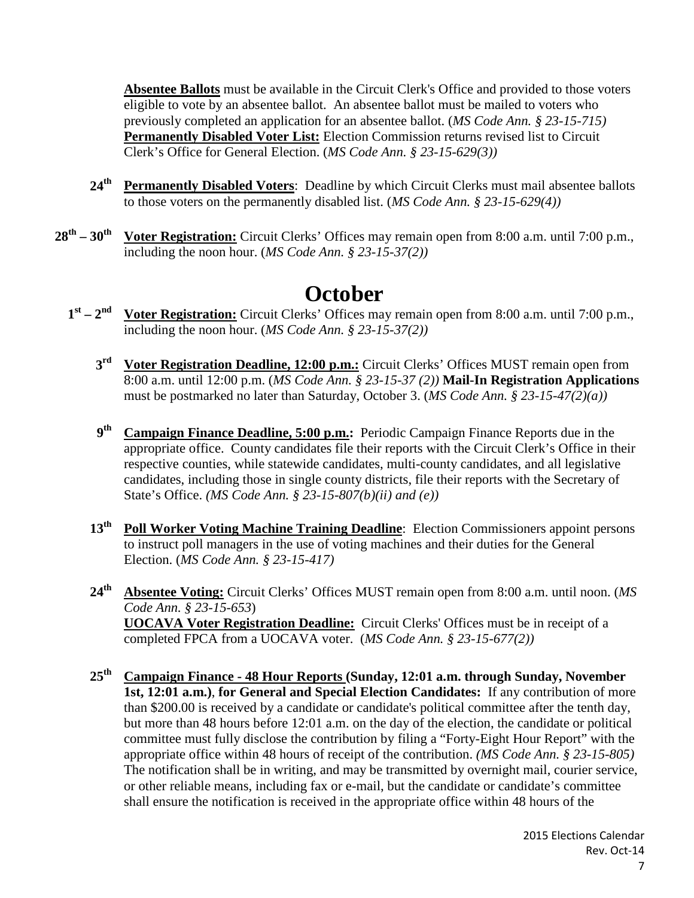**Absentee Ballots** must be available in the Circuit Clerk's Office and provided to those voters eligible to vote by an absentee ballot. An absentee ballot must be mailed to voters who previously completed an application for an absentee ballot. (*MS Code Ann. § 23-15-715)*
**Permanently Disabled Voter List:** Election Commission returns revised list to Circuit Clerk's Office for General Election. (*MS Code Ann. § 23-15-629(3))*

**24th** **Permanently Disabled Voters**: Deadline by which Circuit Clerks must mail absentee ballots to those voters on the permanently disabled list. (*MS Code Ann. § 23-15-629(4))*

**28th – 30th** **Voter Registration:** Circuit Clerks' Offices may remain open from 8:00 a.m. until 7:00 p.m., including the noon hour. (*MS Code Ann. § 23-15-37(2))*

# October

**1st – 2nd** **Voter Registration:** Circuit Clerks' Offices may remain open from 8:00 a.m. until 7:00 p.m., including the noon hour. (*MS Code Ann. § 23-15-37(2))*

**3rd** **Voter Registration Deadline, 12:00 p.m.:** Circuit Clerks' Offices MUST remain open from 8:00 a.m. until 12:00 p.m. (*MS Code Ann. § 23-15-37 (2))* **Mail-In Registration Applications** must be postmarked no later than Saturday, October 3. (*MS Code Ann. § 23-15-47(2)(a))*

**9th** **Campaign Finance Deadline, 5:00 p.m.:** Periodic Campaign Finance Reports due in the appropriate office. County candidates file their reports with the Circuit Clerk's Office in their respective counties, while statewide candidates, multi-county candidates, and all legislative candidates, including those in single county districts, file their reports with the Secretary of State's Office. *(MS Code Ann. § 23-15-807(b)(ii) and (e))*

**13th** **Poll Worker Voting Machine Training Deadline**: Election Commissioners appoint persons to instruct poll managers in the use of voting machines and their duties for the General Election. (*MS Code Ann. § 23-15-417)*

**24th** **Absentee Voting:** Circuit Clerks' Offices MUST remain open from 8:00 a.m. until noon. (*MS Code Ann. § 23-15-653*)
**UOCAVA Voter Registration Deadline:** Circuit Clerks' Offices must be in receipt of a completed FPCA from a UOCAVA voter. (*MS Code Ann. § 23-15-677(2))*

**25th** **Campaign Finance - 48 Hour Reports (Sunday, 12:01 a.m. through Sunday, November 1st, 12:01 a.m.)**, **for General and Special Election Candidates:** If any contribution of more than $200.00 is received by a candidate or candidate's political committee after the tenth day, but more than 48 hours before 12:01 a.m. on the day of the election, the candidate or political committee must fully disclose the contribution by filing a "Forty-Eight Hour Report" with the appropriate office within 48 hours of receipt of the contribution. *(MS Code Ann. § 23-15-805)* The notification shall be in writing, and may be transmitted by overnight mail, courier service, or other reliable means, including fax or e-mail, but the candidate or candidate's committee shall ensure the notification is received in the appropriate office within 48 hours of the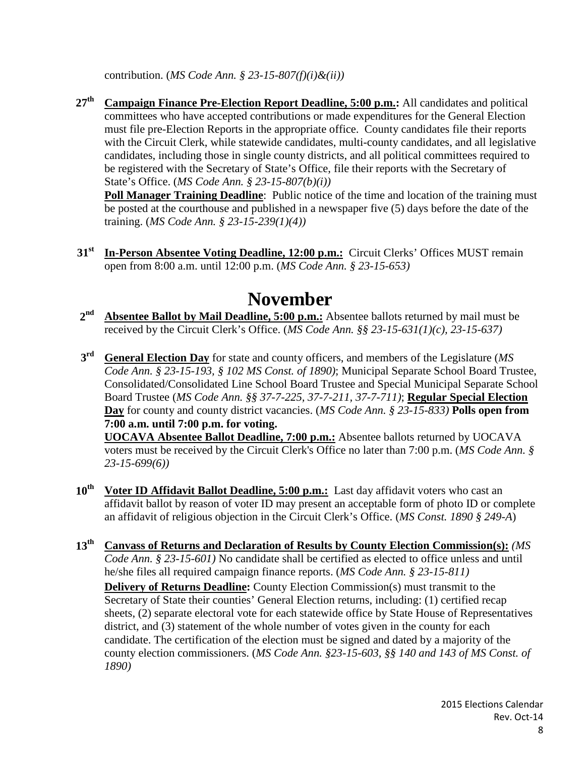contribution. (*MS Code Ann. § 23-15-807(f)(i)&(ii))*

**27th** **Campaign Finance Pre-Election Report Deadline, 5:00 p.m.:** All candidates and political committees who have accepted contributions or made expenditures for the General Election must file pre-Election Reports in the appropriate office. County candidates file their reports with the Circuit Clerk, while statewide candidates, multi-county candidates, and all legislative candidates, including those in single county districts, and all political committees required to be registered with the Secretary of State's Office, file their reports with the Secretary of State's Office. (*MS Code Ann. § 23-15-807(b)(i))*

**Poll Manager Training Deadline**: Public notice of the time and location of the training must be posted at the courthouse and published in a newspaper five (5) days before the date of the training. (*MS Code Ann. § 23-15-239(1)(4))*

**31st** **In-Person Absentee Voting Deadline, 12:00 p.m.:** Circuit Clerks' Offices MUST remain open from 8:00 a.m. until 12:00 p.m. (*MS Code Ann. § 23-15-653)*

# November

**2nd** **Absentee Ballot by Mail Deadline, 5:00 p.m.:** Absentee ballots returned by mail must be received by the Circuit Clerk's Office. (*MS Code Ann. §§ 23-15-631(1)(c), 23-15-637)*

**3rd** **General Election Day** for state and county officers, and members of the Legislature (*MS Code Ann. § 23-15-193, § 102 MS Const. of 1890)*; Municipal Separate School Board Trustee, Consolidated/Consolidated Line School Board Trustee and Special Municipal Separate School Board Trustee (*MS Code Ann. §§ 37-7-225, 37-7-211, 37-7-711)*; **Regular Special Election Day** for county and county district vacancies. (*MS Code Ann. § 23-15-833)* **Polls open from 7:00 a.m. until 7:00 p.m. for voting.**

**UOCAVA Absentee Ballot Deadline, 7:00 p.m.:** Absentee ballots returned by UOCAVA voters must be received by the Circuit Clerk's Office no later than 7:00 p.m. (*MS Code Ann. § 23-15-699(6))*

**10th** **Voter ID Affidavit Ballot Deadline, 5:00 p.m.:** Last day affidavit voters who cast an affidavit ballot by reason of voter ID may present an acceptable form of photo ID or complete an affidavit of religious objection in the Circuit Clerk's Office. (*MS Const. 1890 § 249-A*)

**13th** **Canvass of Returns and Declaration of Results by County Election Commission(s):** *(MS Code Ann. § 23-15-601)* No candidate shall be certified as elected to office unless and until he/she files all required campaign finance reports. (*MS Code Ann. § 23-15-811)*

**Delivery of Returns Deadline:** County Election Commission(s) must transmit to the Secretary of State their counties' General Election returns, including: (1) certified recap sheets, (2) separate electoral vote for each statewide office by State House of Representatives district, and (3) statement of the whole number of votes given in the county for each candidate. The certification of the election must be signed and dated by a majority of the county election commissioners. (*MS Code Ann. §23-15-603, §§ 140 and 143 of MS Const. of 1890)*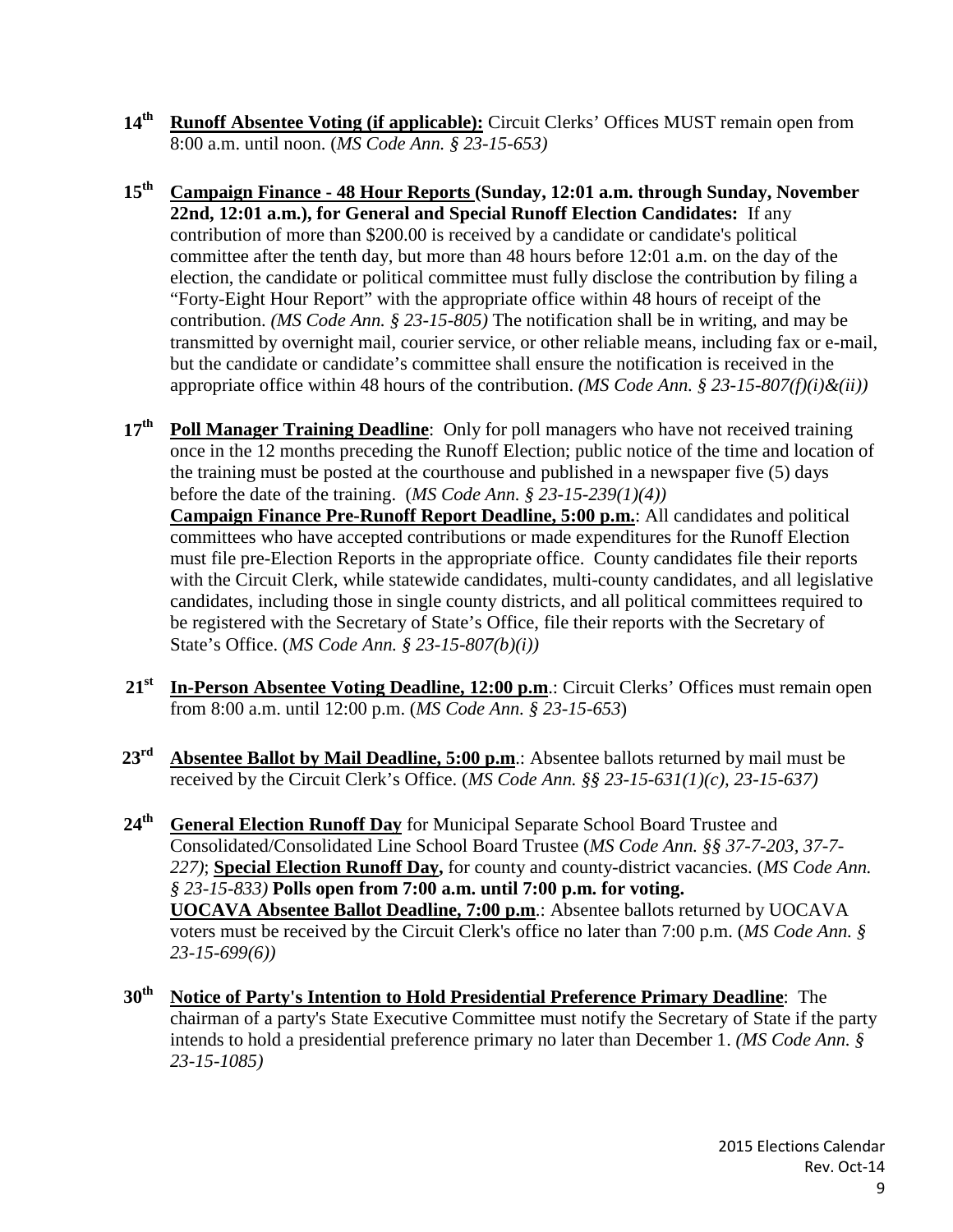**14th** **Runoff Absentee Voting (if applicable):** Circuit Clerks' Offices MUST remain open from 8:00 a.m. until noon. (*MS Code Ann. § 23-15-653)*

**15th** **Campaign Finance - 48 Hour Reports (Sunday, 12:01 a.m. through Sunday, November 22nd, 12:01 a.m.), for General and Special Runoff Election Candidates:** If any contribution of more than $200.00 is received by a candidate or candidate's political committee after the tenth day, but more than 48 hours before 12:01 a.m. on the day of the election, the candidate or political committee must fully disclose the contribution by filing a "Forty-Eight Hour Report" with the appropriate office within 48 hours of receipt of the contribution. *(MS Code Ann. § 23-15-805)* The notification shall be in writing, and may be transmitted by overnight mail, courier service, or other reliable means, including fax or e-mail, but the candidate or candidate's committee shall ensure the notification is received in the appropriate office within 48 hours of the contribution. *(MS Code Ann. § 23-15-807(f)(i)&(ii))*

**17th** **Poll Manager Training Deadline**: Only for poll managers who have not received training once in the 12 months preceding the Runoff Election; public notice of the time and location of the training must be posted at the courthouse and published in a newspaper five (5) days before the date of the training. (*MS Code Ann. § 23-15-239(1)(4))*
**Campaign Finance Pre-Runoff Report Deadline, 5:00 p.m.**: All candidates and political committees who have accepted contributions or made expenditures for the Runoff Election must file pre-Election Reports in the appropriate office. County candidates file their reports with the Circuit Clerk, while statewide candidates, multi-county candidates, and all legislative candidates, including those in single county districts, and all political committees required to be registered with the Secretary of State's Office, file their reports with the Secretary of State's Office. (*MS Code Ann. § 23-15-807(b)(i))*

**21st** **In-Person Absentee Voting Deadline, 12:00 p.m**.: Circuit Clerks' Offices must remain open from 8:00 a.m. until 12:00 p.m. (*MS Code Ann. § 23-15-653*)

**23rd** **Absentee Ballot by Mail Deadline, 5:00 p.m**.: Absentee ballots returned by mail must be received by the Circuit Clerk's Office. (*MS Code Ann. §§ 23-15-631(1)(c), 23-15-637)*

**24th** **General Election Runoff Day** for Municipal Separate School Board Trustee and Consolidated/Consolidated Line School Board Trustee (*MS Code Ann. §§ 37-7-203, 37-7-227)*; **Special Election Runoff Day,** for county and county-district vacancies. (*MS Code Ann. § 23-15-833)* **Polls open from 7:00 a.m. until 7:00 p.m. for voting.**
**UOCAVA Absentee Ballot Deadline, 7:00 p.m**.: Absentee ballots returned by UOCAVA voters must be received by the Circuit Clerk's office no later than 7:00 p.m. (*MS Code Ann. § 23-15-699(6))*

**30th** **Notice of Party's Intention to Hold Presidential Preference Primary Deadline**: The chairman of a party's State Executive Committee must notify the Secretary of State if the party intends to hold a presidential preference primary no later than December 1. *(MS Code Ann. § 23-15-1085)*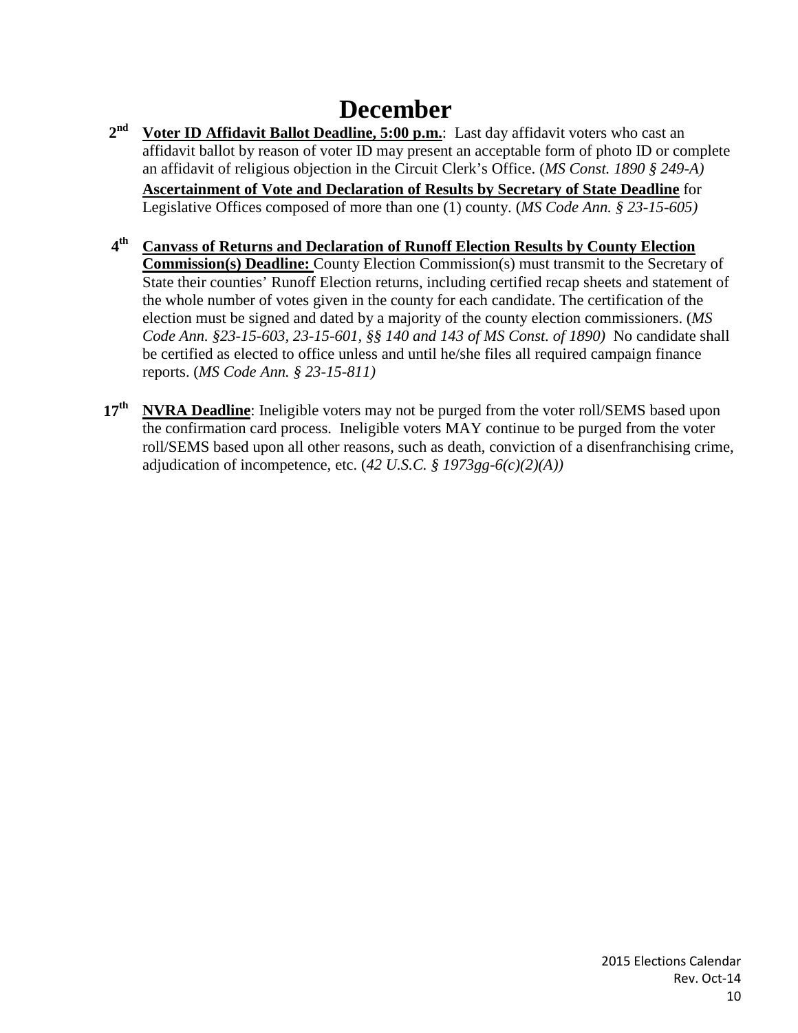# December

**2nd** **Voter ID Affidavit Ballot Deadline, 5:00 p.m.**: Last day affidavit voters who cast an affidavit ballot by reason of voter ID may present an acceptable form of photo ID or complete an affidavit of religious objection in the Circuit Clerk's Office. (*MS Const. 1890 § 249-A)*

**Ascertainment of Vote and Declaration of Results by Secretary of State Deadline** for Legislative Offices composed of more than one (1) county. (*MS Code Ann. § 23-15-605)*

**4th** **Canvass of Returns and Declaration of Runoff Election Results by County Election Commission(s) Deadline:** County Election Commission(s) must transmit to the Secretary of State their counties' Runoff Election returns, including certified recap sheets and statement of the whole number of votes given in the county for each candidate. The certification of the election must be signed and dated by a majority of the county election commissioners. (*MS Code Ann. §23-15-603, 23-15-601, §§ 140 and 143 of MS Const. of 1890)* No candidate shall be certified as elected to office unless and until he/she files all required campaign finance reports. (*MS Code Ann. § 23-15-811)*

**17th** **NVRA Deadline**: Ineligible voters may not be purged from the voter roll/SEMS based upon the confirmation card process. Ineligible voters MAY continue to be purged from the voter roll/SEMS based upon all other reasons, such as death, conviction of a disenfranchising crime, adjudication of incompetence, etc. (*42 U.S.C. § 1973gg-6(c)(2)(A))*